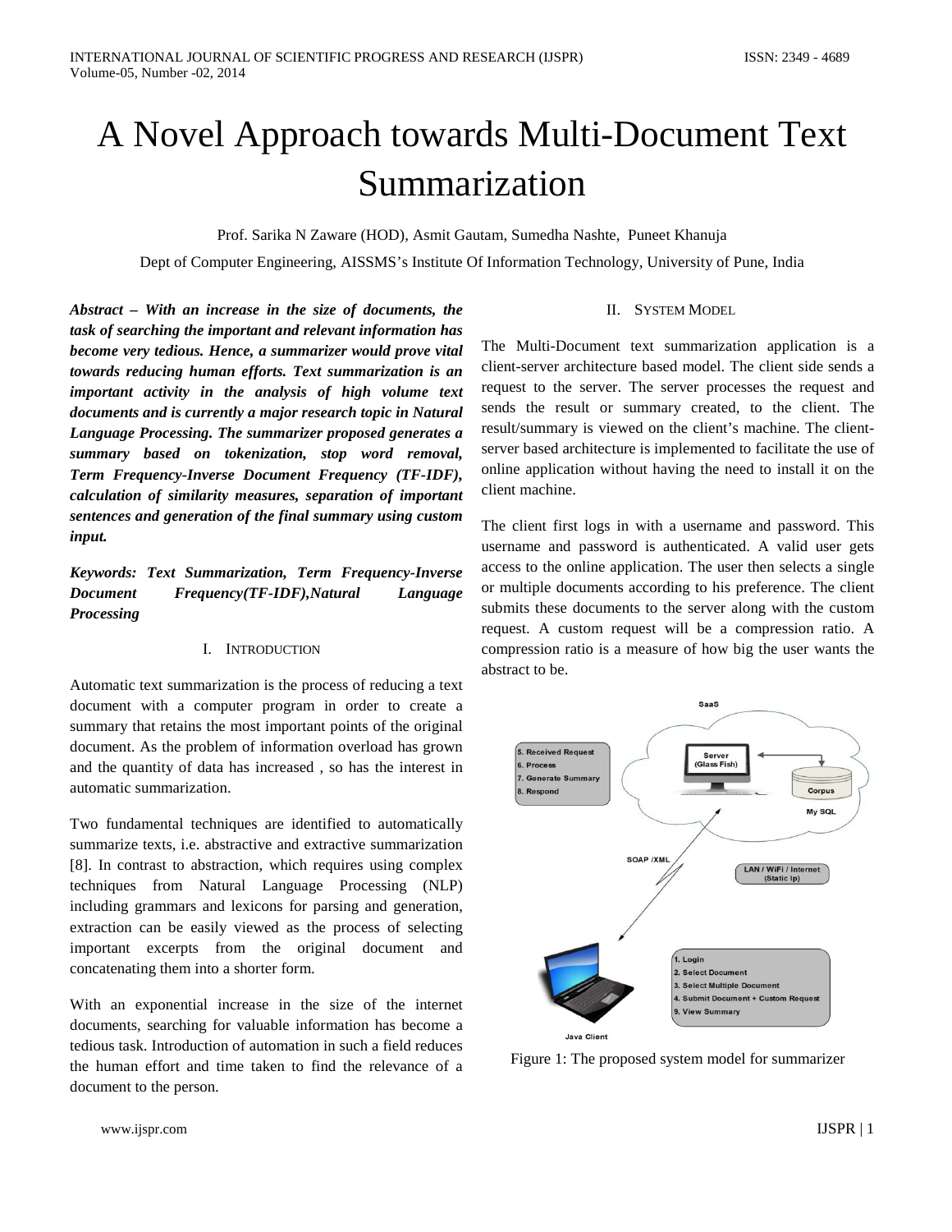# A Novel Approach towards Multi-Document Text Summarization

Prof. Sarika N Zaware (HOD), Asmit Gautam, Sumedha Nashte, Puneet Khanuja

Dept of Computer Engineering, AISSMS's Institute Of Information Technology, University of Pune, India

***Abstract – With an increase in the size of documents, the task of searching the important and relevant information has become very tedious. Hence, a summarizer would prove vital towards reducing human efforts. Text summarization is an important activity in the analysis of high volume text documents and is currently a major research topic in Natural Language Processing. The summarizer proposed generates a summary based on tokenization, stop word removal, Term Frequency-Inverse Document Frequency (TF-IDF), calculation of similarity measures, separation of important sentences and generation of the final summary using custom input.***

***Keywords: Text Summarization, Term Frequency-Inverse Document Frequency(TF-IDF),Natural Language Processing***

## I. Introduction

Automatic text summarization is the process of reducing a text document with a computer program in order to create a summary that retains the most important points of the original document. As the problem of information overload has grown and the quantity of data has increased , so has the interest in automatic summarization.

Two fundamental techniques are identified to automatically summarize texts, i.e. abstractive and extractive summarization [8]. In contrast to abstraction, which requires using complex techniques from Natural Language Processing (NLP) including grammars and lexicons for parsing and generation, extraction can be easily viewed as the process of selecting important excerpts from the original document and concatenating them into a shorter form.

With an exponential increase in the size of the internet documents, searching for valuable information has become a tedious task. Introduction of automation in such a field reduces the human effort and time taken to find the relevance of a document to the person.

## II. System Model

The Multi-Document text summarization application is a client-server architecture based model. The client side sends a request to the server. The server processes the request and sends the result or summary created, to the client. The result/summary is viewed on the client's machine. The client-server based architecture is implemented to facilitate the use of online application without having the need to install it on the client machine.

The client first logs in with a username and password. This username and password is authenticated. A valid user gets access to the online application. The user then selects a single or multiple documents according to his preference. The client submits these documents to the server along with the custom request. A custom request will be a compression ratio. A compression ratio is a measure of how big the user wants the abstract to be.

Figure 1: The proposed system model for summarizer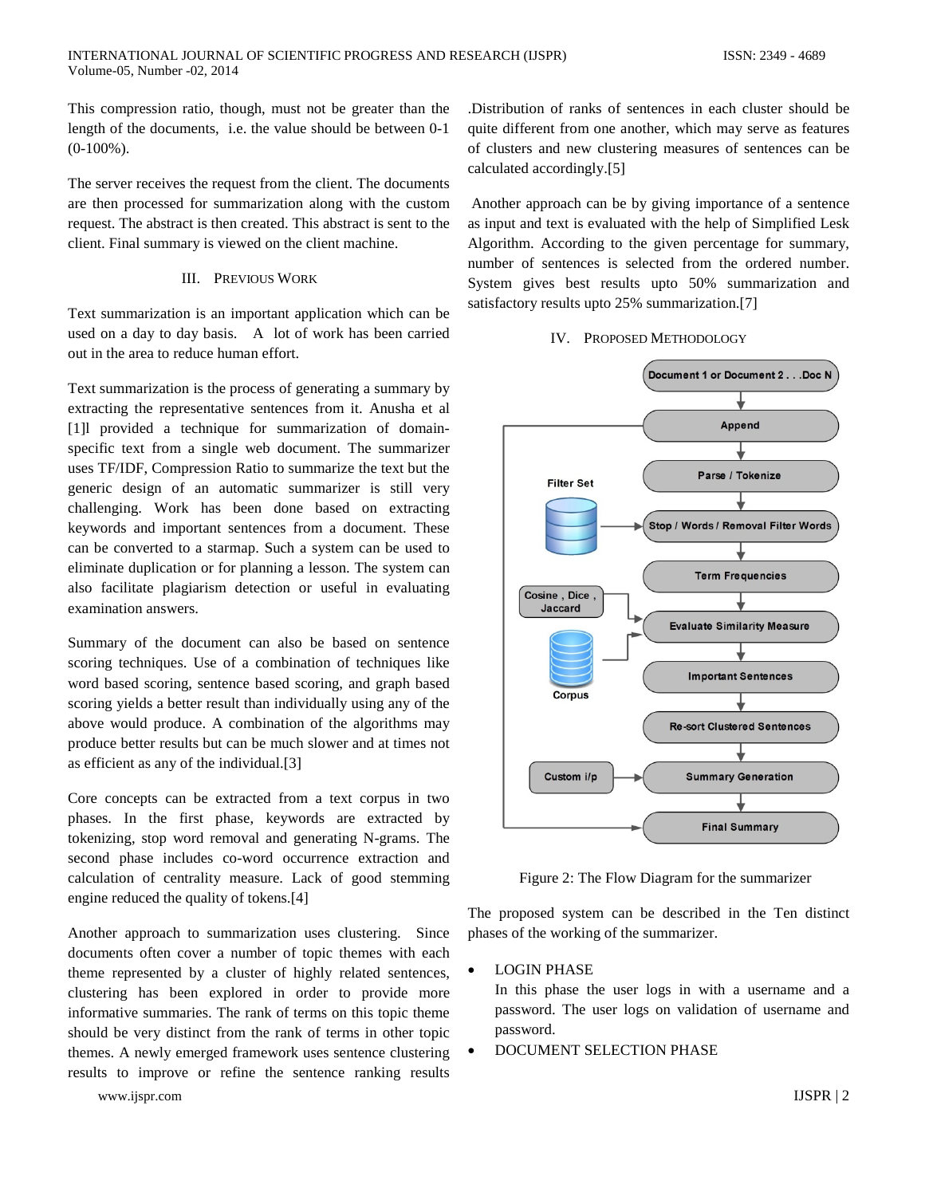This compression ratio, though, must not be greater than the length of the documents, i.e. the value should be between 0-1 (0-100%).

The server receives the request from the client. The documents are then processed for summarization along with the custom request. The abstract is then created. This abstract is sent to the client. Final summary is viewed on the client machine.

## III. Previous Work

Text summarization is an important application which can be used on a day to day basis. A lot of work has been carried out in the area to reduce human effort.

Text summarization is the process of generating a summary by extracting the representative sentences from it. Anusha et al [1]l provided a technique for summarization of domain-specific text from a single web document. The summarizer uses TF/IDF, Compression Ratio to summarize the text but the generic design of an automatic summarizer is still very challenging. Work has been done based on extracting keywords and important sentences from a document. These can be converted to a starmap. Such a system can be used to eliminate duplication or for planning a lesson. The system can also facilitate plagiarism detection or useful in evaluating examination answers.

Summary of the document can also be based on sentence scoring techniques. Use of a combination of techniques like word based scoring, sentence based scoring, and graph based scoring yields a better result than individually using any of the above would produce. A combination of the algorithms may produce better results but can be much slower and at times not as efficient as any of the individual.[3]

Core concepts can be extracted from a text corpus in two phases. In the first phase, keywords are extracted by tokenizing, stop word removal and generating N-grams. The second phase includes co-word occurrence extraction and calculation of centrality measure. Lack of good stemming engine reduced the quality of tokens.[4]

Another approach to summarization uses clustering. Since documents often cover a number of topic themes with each theme represented by a cluster of highly related sentences, clustering has been explored in order to provide more informative summaries. The rank of terms on this topic theme should be very distinct from the rank of terms in other topic themes. A newly emerged framework uses sentence clustering results to improve or refine the sentence ranking results .Distribution of ranks of sentences in each cluster should be quite different from one another, which may serve as features of clusters and new clustering measures of sentences can be calculated accordingly.[5]

Another approach can be by giving importance of a sentence as input and text is evaluated with the help of Simplified Lesk Algorithm. According to the given percentage for summary, number of sentences is selected from the ordered number. System gives best results upto 50% summarization and satisfactory results upto 25% summarization.[7]

## IV. Proposed Methodology

Figure 2: The Flow Diagram for the summarizer

The proposed system can be described in the Ten distinct phases of the working of the summarizer.

- LOGIN PHASE
  In this phase the user logs in with a username and a password. The user logs on validation of username and password.
- DOCUMENT SELECTION PHASE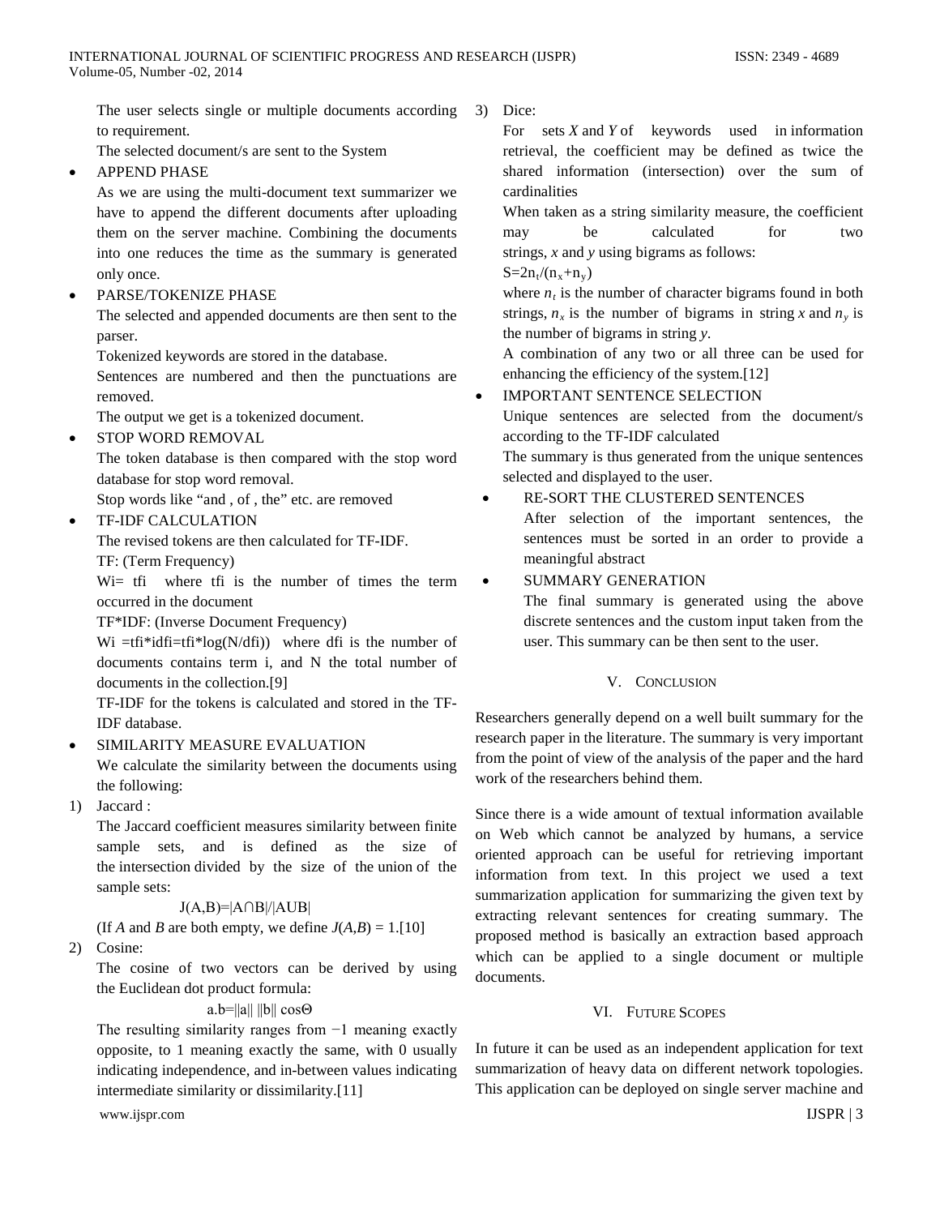The user selects single or multiple documents according to requirement.

The selected document/s are sent to the System

- APPEND PHASE

  As we are using the multi-document text summarizer we have to append the different documents after uploading them on the server machine. Combining the documents into one reduces the time as the summary is generated only once.

- PARSE/TOKENIZE PHASE

  The selected and appended documents are then sent to the parser.

  Tokenized keywords are stored in the database.

  Sentences are numbered and then the punctuations are removed.

  The output we get is a tokenized document.

- STOP WORD REMOVAL

  The token database is then compared with the stop word database for stop word removal.

  Stop words like "and , of , the" etc. are removed

- TF-IDF CALCULATION

  The revised tokens are then calculated for TF-IDF.

  TF: (Term Frequency)

  Wi= tfi  where tfi is the number of times the term occurred in the document

  TF*IDF: (Inverse Document Frequency)

  Wi =tfi*idfi=tfi*log(N/dfi))  where dfi is the number of documents contains term i, and N the total number of documents in the collection.[9]

  TF-IDF for the tokens is calculated and stored in the TF-IDF database.

- SIMILARITY MEASURE EVALUATION

  We calculate the similarity between the documents using the following:

1) Jaccard :

   The Jaccard coefficient measures similarity between finite sample sets, and is defined as the size of the intersection divided by the size of the union of the sample sets:

   $$J(A,B)=|A\cap B|/|A\cup B|$$

   (If $A$ and $B$ are both empty, we define $J(A,B) = 1$.[10]

2) Cosine:

   The cosine of two vectors can be derived by using the Euclidean dot product formula:

   $$a.b=||a||\ ||b||\cos\Theta$$

   The resulting similarity ranges from −1 meaning exactly opposite, to 1 meaning exactly the same, with 0 usually indicating independence, and in-between values indicating intermediate similarity or dissimilarity.[11]

3) Dice:

   For sets $X$ and $Y$ of keywords used in information retrieval, the coefficient may be defined as twice the shared information (intersection) over the sum of cardinalities

   When taken as a string similarity measure, the coefficient may be calculated for two strings, $x$ and $y$ using bigrams as follows:

   $$S=2n_t/(n_x+n_y)$$

   where $n_t$ is the number of character bigrams found in both strings, $n_x$ is the number of bigrams in string $x$ and $n_y$ is the number of bigrams in string $y$.

   A combination of any two or all three can be used for enhancing the efficiency of the system.[12]

- IMPORTANT SENTENCE SELECTION

  Unique sentences are selected from the document/s according to the TF-IDF calculated

  The summary is thus generated from the unique sentences selected and displayed to the user.

- RE-SORT THE CLUSTERED SENTENCES

  After selection of the important sentences, the sentences must be sorted in an order to provide a meaningful abstract

- SUMMARY GENERATION

  The final summary is generated using the above discrete sentences and the custom input taken from the user. This summary can be then sent to the user.

## V. Conclusion

Researchers generally depend on a well built summary for the research paper in the literature. The summary is very important from the point of view of the analysis of the paper and the hard work of the researchers behind them.

Since there is a wide amount of textual information available on Web which cannot be analyzed by humans, a service oriented approach can be useful for retrieving important information from text. In this project we used a text summarization application for summarizing the given text by extracting relevant sentences for creating summary. The proposed method is basically an extraction based approach which can be applied to a single document or multiple documents.

## VI. Future Scopes

In future it can be used as an independent application for text summarization of heavy data on different network topologies. This application can be deployed on single server machine and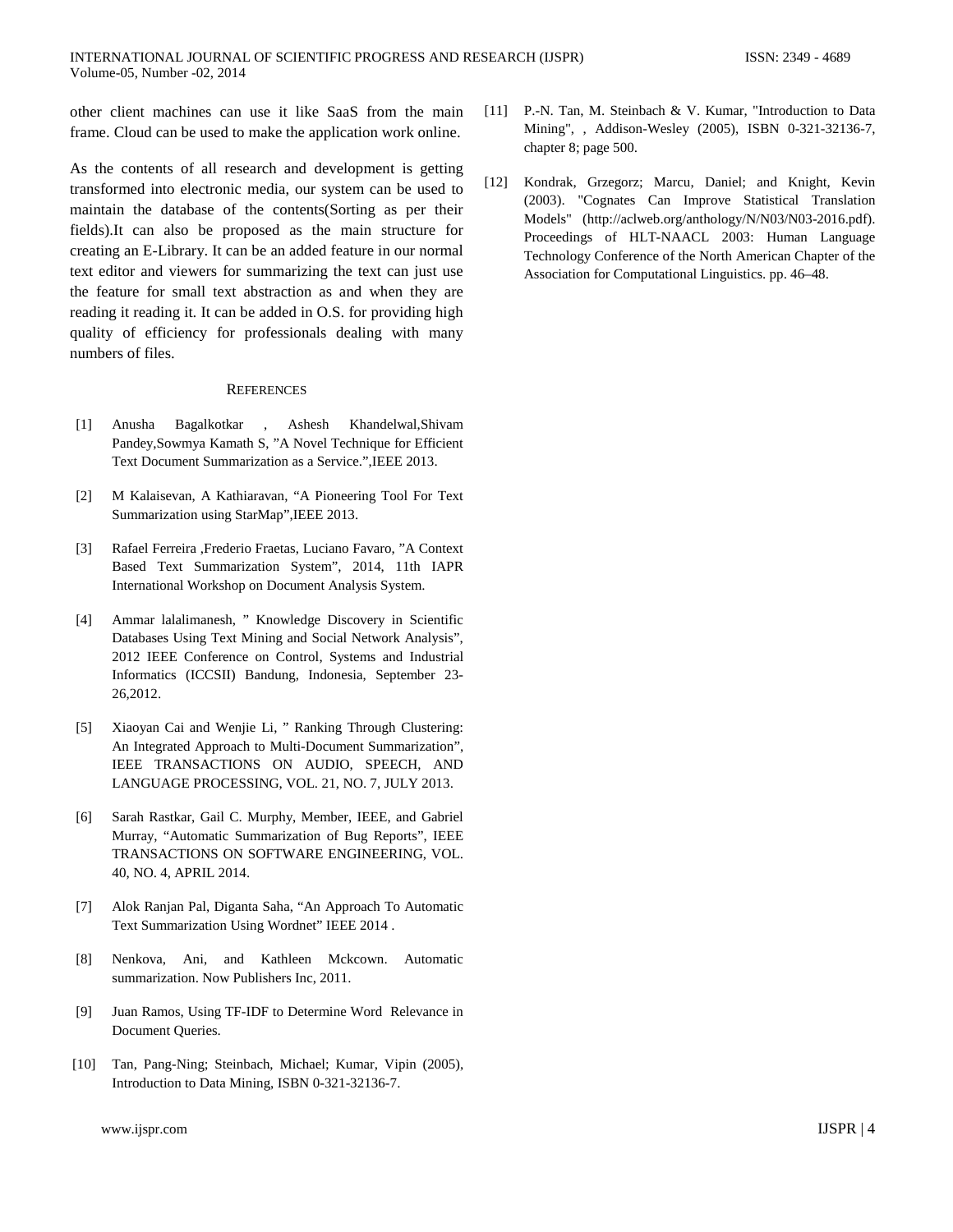other client machines can use it like SaaS from the main frame. Cloud can be used to make the application work online.

As the contents of all research and development is getting transformed into electronic media, our system can be used to maintain the database of the contents(Sorting as per their fields).It can also be proposed as the main structure for creating an E-Library. It can be an added feature in our normal text editor and viewers for summarizing the text can just use the feature for small text abstraction as and when they are reading it reading it. It can be added in O.S. for providing high quality of efficiency for professionals dealing with many numbers of files.

## REFERENCES

[1] Anusha Bagalkotkar , Ashesh Khandelwal,Shivam Pandey,Sowmya Kamath S, ”A Novel Technique for Efficient Text Document Summarization as a Service.”,IEEE 2013.

[2] M Kalaisevan, A Kathiaravan, “A Pioneering Tool For Text Summarization using StarMap”,IEEE 2013.

[3] Rafael Ferreira ,Frederio Fraetas, Luciano Favaro, ”A Context Based Text Summarization System”, 2014, 11th IAPR International Workshop on Document Analysis System.

[4] Ammar lalalimanesh, ” Knowledge Discovery in Scientific Databases Using Text Mining and Social Network Analysis”, 2012 IEEE Conference on Control, Systems and Industrial Informatics (ICCSII) Bandung, Indonesia, September 23-26,2012.

[5] Xiaoyan Cai and Wenjie Li, ” Ranking Through Clustering: An Integrated Approach to Multi-Document Summarization”, IEEE TRANSACTIONS ON AUDIO, SPEECH, AND LANGUAGE PROCESSING, VOL. 21, NO. 7, JULY 2013.

[6] Sarah Rastkar, Gail C. Murphy, Member, IEEE, and Gabriel Murray, “Automatic Summarization of Bug Reports”, IEEE TRANSACTIONS ON SOFTWARE ENGINEERING, VOL. 40, NO. 4, APRIL 2014.

[7] Alok Ranjan Pal, Diganta Saha, “An Approach To Automatic Text Summarization Using Wordnet” IEEE 2014 .

[8] Nenkova, Ani, and Kathleen Mckcown. Automatic summarization. Now Publishers Inc, 2011.

[9] Juan Ramos, Using TF-IDF to Determine Word Relevance in Document Queries.

[10] Tan, Pang-Ning; Steinbach, Michael; Kumar, Vipin (2005), Introduction to Data Mining, ISBN 0-321-32136-7.

[11] P.-N. Tan, M. Steinbach & V. Kumar, "Introduction to Data Mining", , Addison-Wesley (2005), ISBN 0-321-32136-7, chapter 8; page 500.

[12] Kondrak, Grzegorz; Marcu, Daniel; and Knight, Kevin (2003). "Cognates Can Improve Statistical Translation Models" (http://aclweb.org/anthology/N/N03/N03-2016.pdf). Proceedings of HLT-NAACL 2003: Human Language Technology Conference of the North American Chapter of the Association for Computational Linguistics. pp. 46–48.